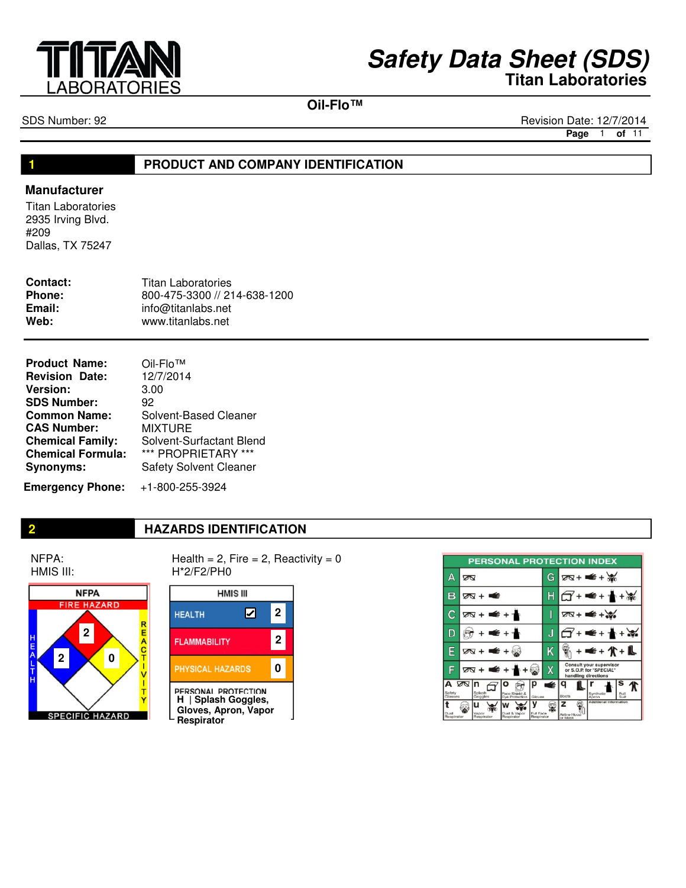# Safety Data Sheet (SDS)

## Titan Laboratories

**Oil-Flo™**

SDS Number: 92

Revision Date: 12/7/2014

## 1 PRODUCT AND COMPANY IDENTIFICATION

### Manufacturer

Titan Laboratories
2935 Irving Blvd.
#209
Dallas, TX 75247

**Contact:** Titan Laboratories
**Phone:** 800-475-3300 // 214-638-1200
**Email:** info@titanlabs.net
**Web:** www.titanlabs.net

**Product Name:** Oil-Flo™
**Revision Date:** 12/7/2014
**Version:** 3.00
**SDS Number:** 92
**Common Name:** Solvent-Based Cleaner
**CAS Number:** MIXTURE
**Chemical Family:** Solvent-Surfactant Blend
**Chemical Formula:** *** PROPRIETARY ***
**Synonyms:** Safety Solvent Cleaner

**Emergency Phone:** +1-800-255-3924

## 2 HAZARDS IDENTIFICATION

NFPA: Health = 2, Fire = 2, Reactivity = 0
HMIS III: H*2/F2/PH0

**NFPA**

FIRE HAZARD: 2
HEALTH: 2
REACTIVITY: 0
SPECIFIC HAZARD:

**HMIS III**

| HMIS III | |
|---|---|
| HEALTH ☑ | 2 |
| FLAMMABILITY | 2 |
| PHYSICAL HAZARDS | 0 |
| PERSONAL PROTECTION | H \| Splash Goggles, Gloves, Apron, Vapor Respirator |

**PERSONAL PROTECTION INDEX**

| | | | |
|---|---|---|---|
| A | Safety Glasses | G | Safety Glasses + Gloves + Vapor Respirator |
| B | Safety Glasses + Gloves | H | Splash Goggles + Gloves + Apron + Vapor Respirator |
| C | Safety Glasses + Gloves + Apron | I | Safety Glasses + Gloves + Dust & Vapor Respirator |
| D | Face Shield & Eye Protection + Gloves + Apron | J | Splash Goggles + Gloves + Apron + Dust & Vapor Respirator |
| E | Safety Glasses + Gloves + Dust Respirator | K | Airline Hood or Mask + Gloves + Full Suit + Boots |
| F | Safety Glasses + Gloves + Apron + Dust Respirator | X | Consult your supervisor or S.O.P. for "SPECIAL" handling directions |

| | | | | | | | | | | | | | |
|---|---|---|---|---|---|---|---|---|---|---|---|---|---|
| a | Safety Glasses | n | Splash Goggles | o | Face Shield & Eye Protection | p | Gloves | q | Boots | r | Synthetic Apron | s | Full Suit |
| t | Dust Respirator | u | Vapor Respirator | w | Dust & Vapor Respirator | y | Full Face Respirator | z | Airline Hood or Mask | | Additional Information | | |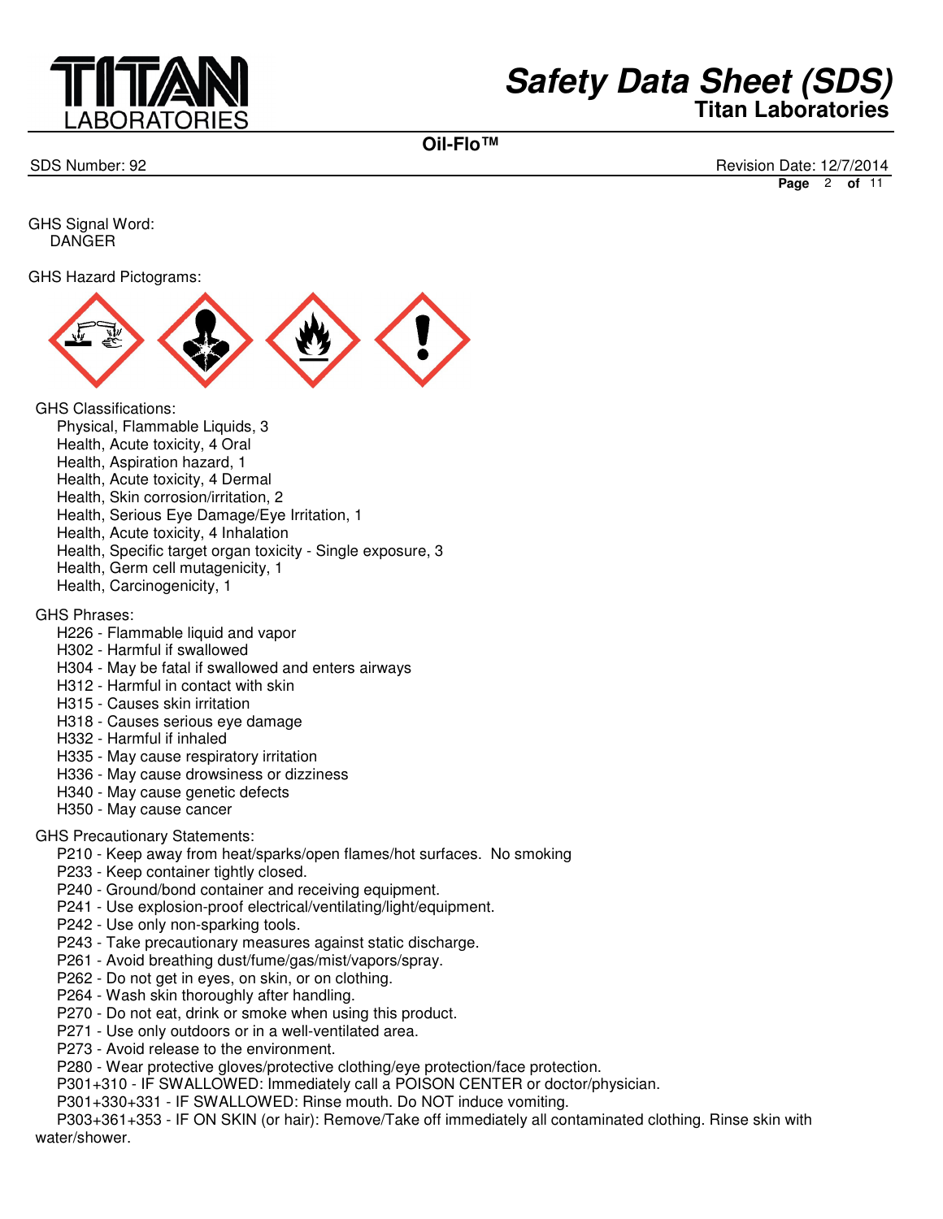GHS Signal Word:
DANGER

GHS Hazard Pictograms:

GHS Classifications:
- Physical, Flammable Liquids, 3
- Health, Acute toxicity, 4 Oral
- Health, Aspiration hazard, 1
- Health, Acute toxicity, 4 Dermal
- Health, Skin corrosion/irritation, 2
- Health, Serious Eye Damage/Eye Irritation, 1
- Health, Acute toxicity, 4 Inhalation
- Health, Specific target organ toxicity - Single exposure, 3
- Health, Germ cell mutagenicity, 1
- Health, Carcinogenicity, 1

GHS Phrases:
- H226 - Flammable liquid and vapor
- H302 - Harmful if swallowed
- H304 - May be fatal if swallowed and enters airways
- H312 - Harmful in contact with skin
- H315 - Causes skin irritation
- H318 - Causes serious eye damage
- H332 - Harmful if inhaled
- H335 - May cause respiratory irritation
- H336 - May cause drowsiness or dizziness
- H340 - May cause genetic defects
- H350 - May cause cancer

GHS Precautionary Statements:
- P210 - Keep away from heat/sparks/open flames/hot surfaces. No smoking
- P233 - Keep container tightly closed.
- P240 - Ground/bond container and receiving equipment.
- P241 - Use explosion-proof electrical/ventilating/light/equipment.
- P242 - Use only non-sparking tools.
- P243 - Take precautionary measures against static discharge.
- P261 - Avoid breathing dust/fume/gas/mist/vapors/spray.
- P262 - Do not get in eyes, on skin, or on clothing.
- P264 - Wash skin thoroughly after handling.
- P270 - Do not eat, drink or smoke when using this product.
- P271 - Use only outdoors or in a well-ventilated area.
- P273 - Avoid release to the environment.
- P280 - Wear protective gloves/protective clothing/eye protection/face protection.
- P301+310 - IF SWALLOWED: Immediately call a POISON CENTER or doctor/physician.
- P301+330+331 - IF SWALLOWED: Rinse mouth. Do NOT induce vomiting.
- P303+361+353 - IF ON SKIN (or hair): Remove/Take off immediately all contaminated clothing. Rinse skin with water/shower.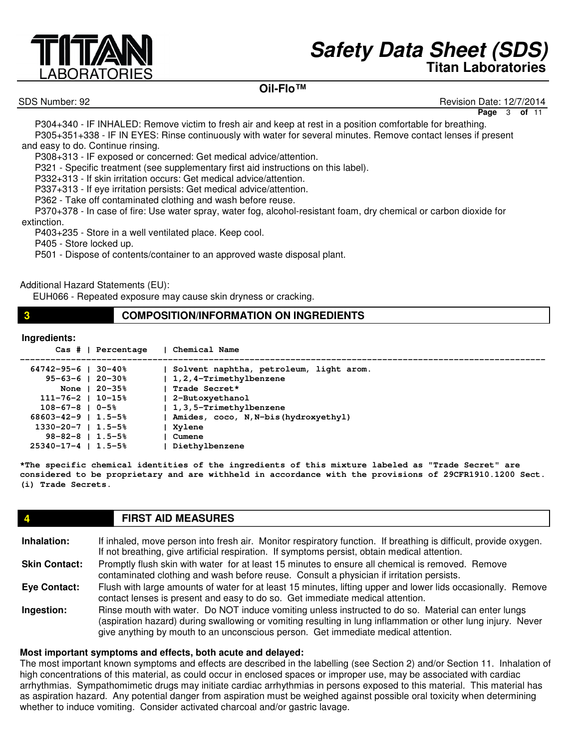P304+340 - IF INHALED: Remove victim to fresh air and keep at rest in a position comfortable for breathing.
P305+351+338 - IF IN EYES: Rinse continuously with water for several minutes. Remove contact lenses if present and easy to do. Continue rinsing.
P308+313 - IF exposed or concerned: Get medical advice/attention.
P321 - Specific treatment (see supplementary first aid instructions on this label).
P332+313 - If skin irritation occurs: Get medical advice/attention.
P337+313 - If eye irritation persists: Get medical advice/attention.
P362 - Take off contaminated clothing and wash before reuse.
P370+378 - In case of fire: Use water spray, water fog, alcohol-resistant foam, dry chemical or carbon dioxide for extinction.
P403+235 - Store in a well ventilated place. Keep cool.
P405 - Store locked up.
P501 - Dispose of contents/container to an approved waste disposal plant.

Additional Hazard Statements (EU):
EUH066 - Repeated exposure may cause skin dryness or cracking.

## 3 COMPOSITION/INFORMATION ON INGREDIENTS

**Ingredients:**

| Cas # | Percentage | Chemical Name |
|---|---|---|
| 64742-95-6 | 30-40% | Solvent naphtha, petroleum, light arom. |
| 95-63-6 | 20-30% | 1,2,4-Trimethylbenzene |
| None | 20-35% | Trade Secret* |
| 111-76-2 | 10-15% | 2-Butoxyethanol |
| 108-67-8 | 0-5% | 1,3,5-Trimethylbenzene |
| 68603-42-9 | 1.5-5% | Amides, coco, N,N-bis(hydroxyethyl) |
| 1330-20-7 | 1.5-5% | Xylene |
| 98-82-8 | 1.5-5% | Cumene |
| 25340-17-4 | 1.5-5% | Diethylbenzene |

**\*The specific chemical identities of the ingredients of this mixture labeled as "Trade Secret" are considered to be proprietary and are withheld in accordance with the provisions of 29CFR1910.1200 Sect. (i) Trade Secrets.**

## 4 FIRST AID MEASURES

**Inhalation:** If inhaled, move person into fresh air. Monitor respiratory function. If breathing is difficult, provide oxygen. If not breathing, give artificial respiration. If symptoms persist, obtain medical attention.

**Skin Contact:** Promptly flush skin with water for at least 15 minutes to ensure all chemical is removed. Remove contaminated clothing and wash before reuse. Consult a physician if irritation persists.

**Eye Contact:** Flush with large amounts of water for at least 15 minutes, lifting upper and lower lids occasionally. Remove contact lenses is present and easy to do. Get immediate medical attention.

**Ingestion:** Rinse mouth with water. Do NOT induce vomiting unless instructed to do so. Material can enter lungs (aspiration hazard) during swallowing or vomiting resulting in lung inflammation or other lung injury. Never give anything by mouth to an unconscious person. Get immediate medical attention.

**Most important symptoms and effects, both acute and delayed:**
The most important known symptoms and effects are described in the labelling (see Section 2) and/or Section 11. Inhalation of high concentrations of this material, as could occur in enclosed spaces or improper use, may be associated with cardiac arrhythmias. Sympathomimetic drugs may initiate cardiac arrhythmias in persons exposed to this material. This material has as aspiration hazard. Any potential danger from aspiration must be weighed against possible oral toxicity when determining whether to induce vomiting. Consider activated charcoal and/or gastric lavage.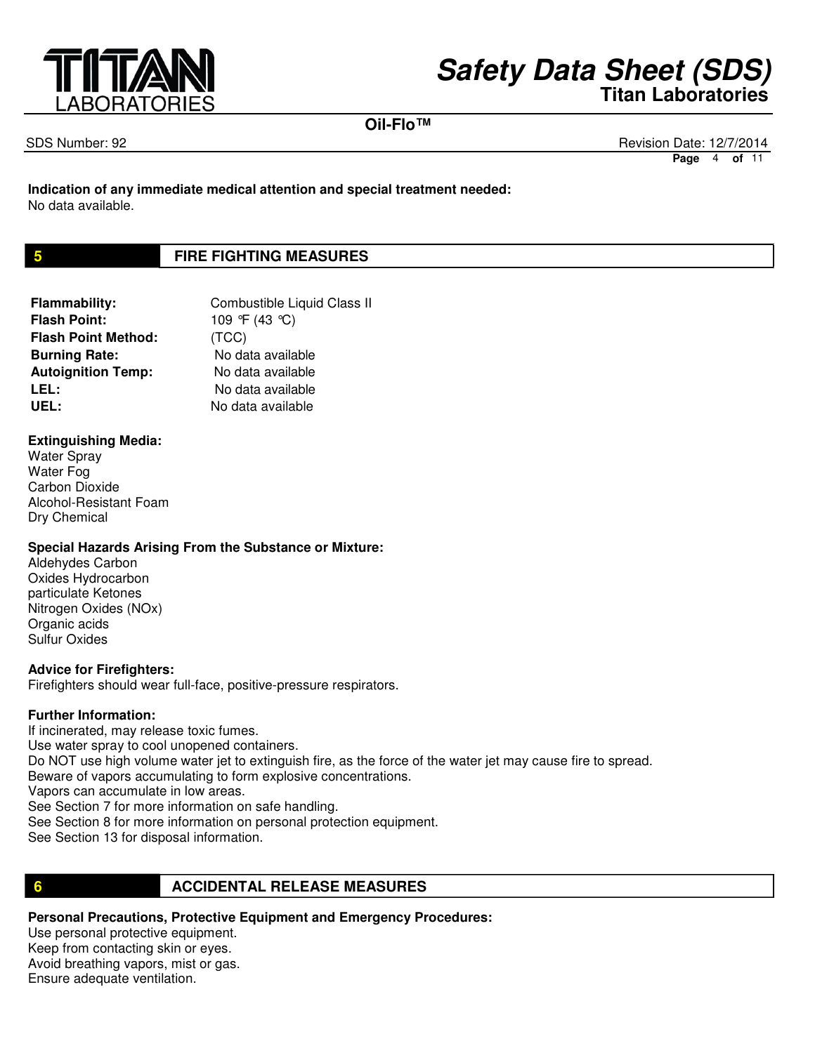**Indication of any immediate medical attention and special treatment needed:**
No data available.

## 5 FIRE FIGHTING MEASURES

| | |
|---|---|
| **Flammability:** | Combustible Liquid Class II |
| **Flash Point:** | 109 ℉ (43 ℃) |
| **Flash Point Method:** | (TCC) |
| **Burning Rate:** | No data available |
| **Autoignition Temp:** | No data available |
| **LEL:** | No data available |
| **UEL:** | No data available |

**Extinguishing Media:**
Water Spray
Water Fog
Carbon Dioxide
Alcohol-Resistant Foam
Dry Chemical

**Special Hazards Arising From the Substance or Mixture:**
Aldehydes Carbon
Oxides Hydrocarbon
particulate Ketones
Nitrogen Oxides (NOx)
Organic acids
Sulfur Oxides

**Advice for Firefighters:**
Firefighters should wear full-face, positive-pressure respirators.

**Further Information:**
If incinerated, may release toxic fumes.
Use water spray to cool unopened containers.
Do NOT use high volume water jet to extinguish fire, as the force of the water jet may cause fire to spread.
Beware of vapors accumulating to form explosive concentrations.
Vapors can accumulate in low areas.
See Section 7 for more information on safe handling.
See Section 8 for more information on personal protection equipment.
See Section 13 for disposal information.

## 6 ACCIDENTAL RELEASE MEASURES

**Personal Precautions, Protective Equipment and Emergency Procedures:**
Use personal protective equipment.
Keep from contacting skin or eyes.
Avoid breathing vapors, mist or gas.
Ensure adequate ventilation.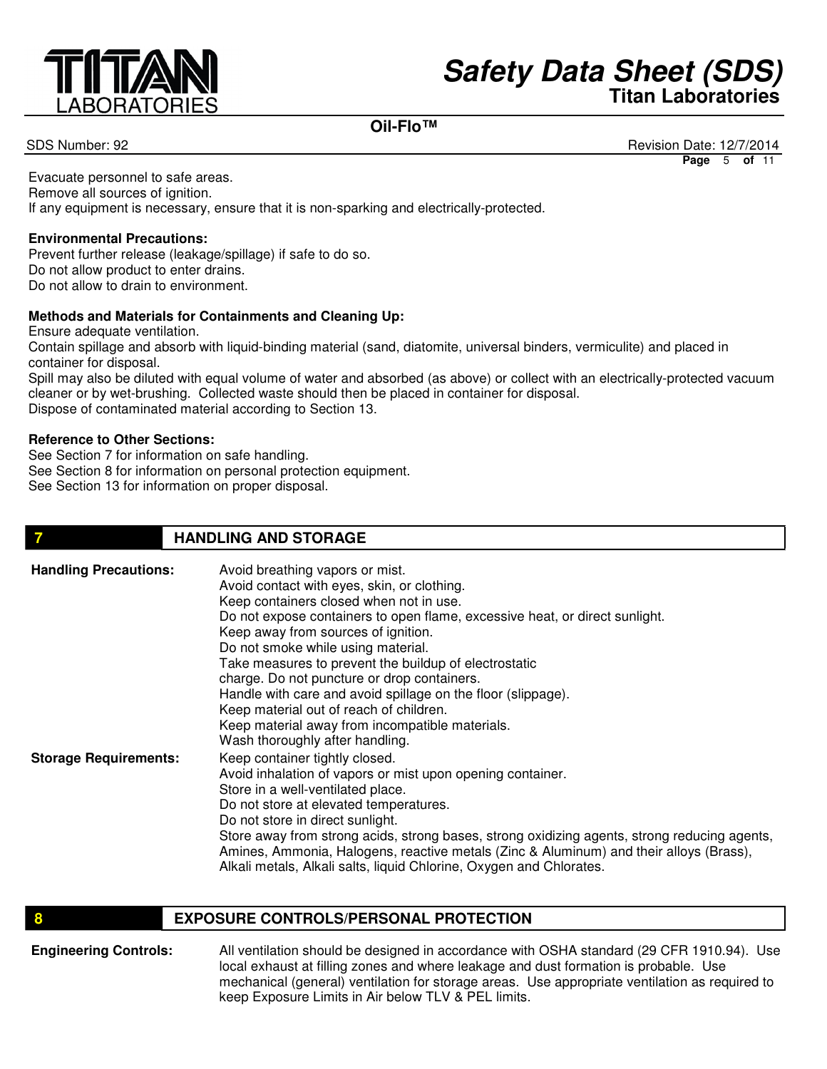Evacuate personnel to safe areas.
Remove all sources of ignition.
If any equipment is necessary, ensure that it is non-sparking and electrically-protected.

**Environmental Precautions:**
Prevent further release (leakage/spillage) if safe to do so.
Do not allow product to enter drains.
Do not allow to drain to environment.

**Methods and Materials for Containments and Cleaning Up:**
Ensure adequate ventilation.
Contain spillage and absorb with liquid-binding material (sand, diatomite, universal binders, vermiculite) and placed in container for disposal.
Spill may also be diluted with equal volume of water and absorbed (as above) or collect with an electrically-protected vacuum cleaner or by wet-brushing. Collected waste should then be placed in container for disposal.
Dispose of contaminated material according to Section 13.

**Reference to Other Sections:**
See Section 7 for information on safe handling.
See Section 8 for information on personal protection equipment.
See Section 13 for information on proper disposal.

## 7 HANDLING AND STORAGE

**Handling Precautions:**
Avoid breathing vapors or mist.
Avoid contact with eyes, skin, or clothing.
Keep containers closed when not in use.
Do not expose containers to open flame, excessive heat, or direct sunlight.
Keep away from sources of ignition.
Do not smoke while using material.
Take measures to prevent the buildup of electrostatic charge. Do not puncture or drop containers.
Handle with care and avoid spillage on the floor (slippage).
Keep material out of reach of children.
Keep material away from incompatible materials.
Wash thoroughly after handling.

**Storage Requirements:**
Keep container tightly closed.
Avoid inhalation of vapors or mist upon opening container.
Store in a well-ventilated place.
Do not store at elevated temperatures.
Do not store in direct sunlight.
Store away from strong acids, strong bases, strong oxidizing agents, strong reducing agents, Amines, Ammonia, Halogens, reactive metals (Zinc & Aluminum) and their alloys (Brass), Alkali metals, Alkali salts, liquid Chlorine, Oxygen and Chlorates.

## 8 EXPOSURE CONTROLS/PERSONAL PROTECTION

**Engineering Controls:**
All ventilation should be designed in accordance with OSHA standard (29 CFR 1910.94). Use local exhaust at filling zones and where leakage and dust formation is probable. Use mechanical (general) ventilation for storage areas. Use appropriate ventilation as required to keep Exposure Limits in Air below TLV & PEL limits.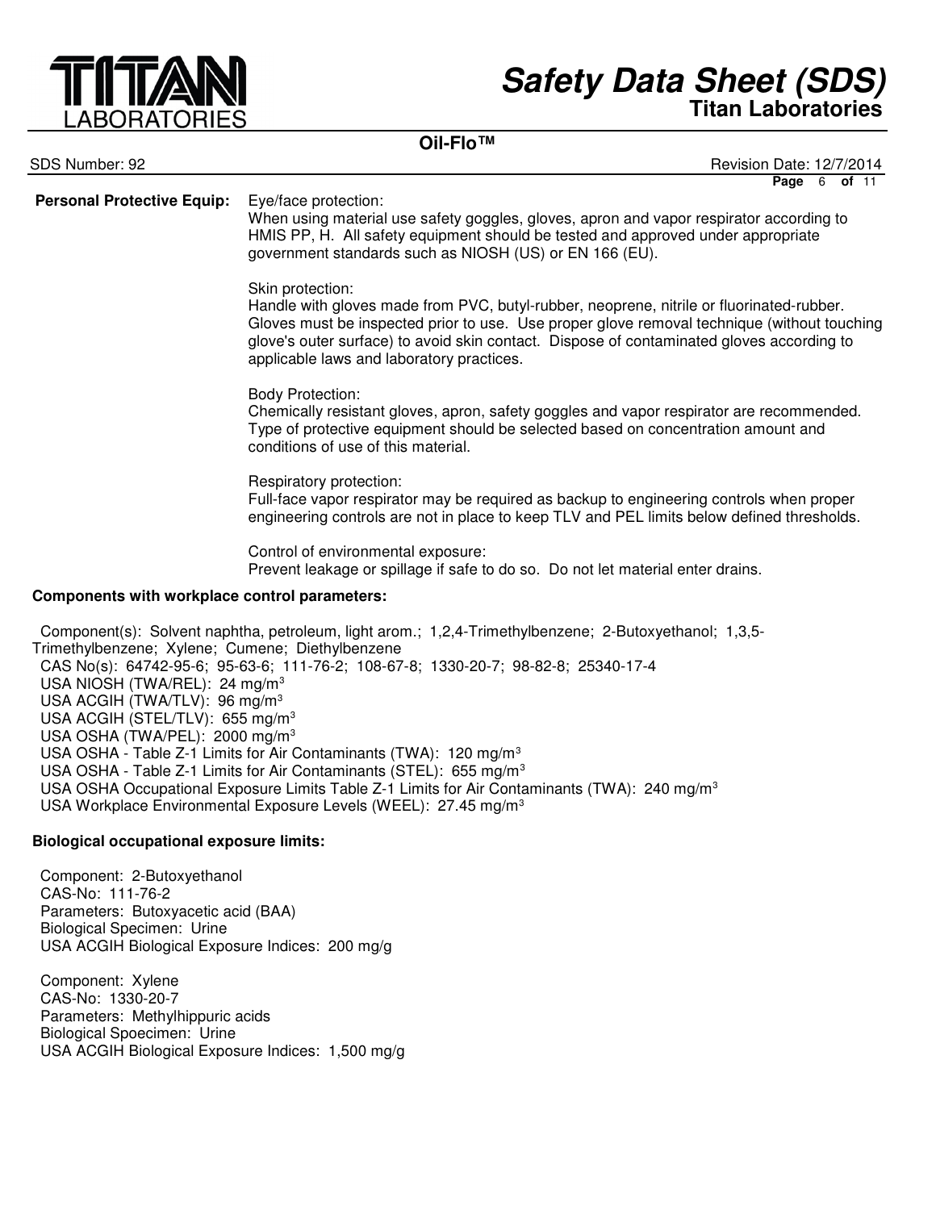**Personal Protective Equip:**

Eye/face protection:
When using material use safety goggles, gloves, apron and vapor respirator according to HMIS PP, H. All safety equipment should be tested and approved under appropriate government standards such as NIOSH (US) or EN 166 (EU).

Skin protection:
Handle with gloves made from PVC, butyl-rubber, neoprene, nitrile or fluorinated-rubber. Gloves must be inspected prior to use. Use proper glove removal technique (without touching glove's outer surface) to avoid skin contact. Dispose of contaminated gloves according to applicable laws and laboratory practices.

Body Protection:
Chemically resistant gloves, apron, safety goggles and vapor respirator are recommended. Type of protective equipment should be selected based on concentration amount and conditions of use of this material.

Respiratory protection:
Full-face vapor respirator may be required as backup to engineering controls when proper engineering controls are not in place to keep TLV and PEL limits below defined thresholds.

Control of environmental exposure:
Prevent leakage or spillage if safe to do so. Do not let material enter drains.

**Components with workplace control parameters:**

Component(s): Solvent naphtha, petroleum, light arom.; 1,2,4-Trimethylbenzene; 2-Butoxyethanol; 1,3,5-Trimethylbenzene; Xylene; Cumene; Diethylbenzene
CAS No(s): 64742-95-6; 95-63-6; 111-76-2; 108-67-8; 1330-20-7; 98-82-8; 25340-17-4
USA NIOSH (TWA/REL): 24 $mg/m^3$
USA ACGIH (TWA/TLV): 96 $mg/m^3$
USA ACGIH (STEL/TLV): 655 $mg/m^3$
USA OSHA (TWA/PEL): 2000 $mg/m^3$
USA OSHA - Table Z-1 Limits for Air Contaminants (TWA): 120 $mg/m^3$
USA OSHA - Table Z-1 Limits for Air Contaminants (STEL): 655 $mg/m^3$
USA OSHA Occupational Exposure Limits Table Z-1 Limits for Air Contaminants (TWA): 240 $mg/m^3$
USA Workplace Environmental Exposure Levels (WEEL): 27.45 $mg/m^3$

**Biological occupational exposure limits:**

Component: 2-Butoxyethanol
CAS-No: 111-76-2
Parameters: Butoxyacetic acid (BAA)
Biological Specimen: Urine
USA ACGIH Biological Exposure Indices: 200 mg/g

Component: Xylene
CAS-No: 1330-20-7
Parameters: Methylhippuric acids
Biological Spoecimen: Urine
USA ACGIH Biological Exposure Indices: 1,500 mg/g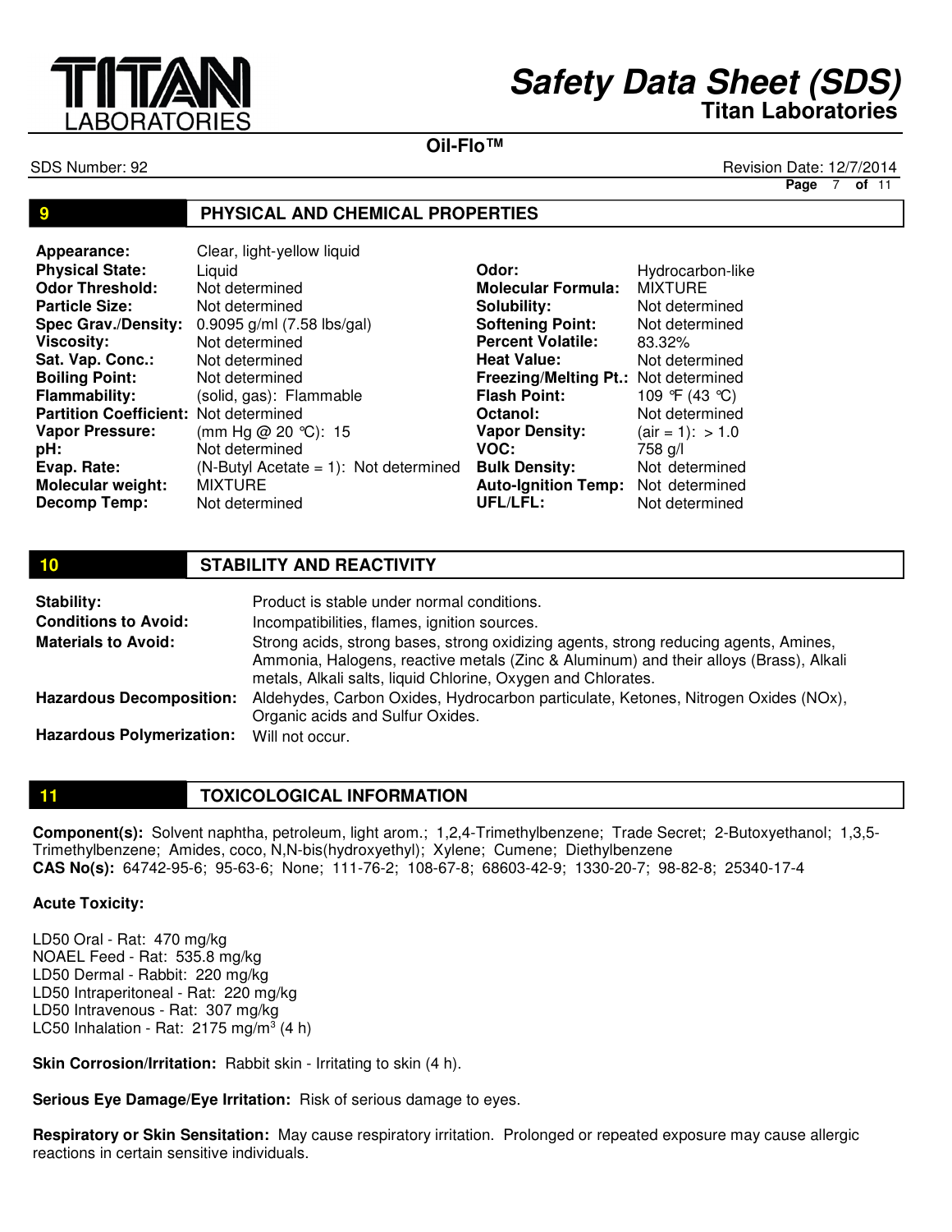## 9 PHYSICAL AND CHEMICAL PROPERTIES

| | | | |
|---|---|---|---|
| **Appearance:** | Clear, light-yellow liquid | | |
| **Physical State:** | Liquid | **Odor:** | Hydrocarbon-like |
| **Odor Threshold:** | Not determined | **Molecular Formula:** | MIXTURE |
| **Particle Size:** | Not determined | **Solubility:** | Not determined |
| **Spec Grav./Density:** | 0.9095 g/ml (7.58 lbs/gal) | **Softening Point:** | Not determined |
| **Viscosity:** | Not determined | **Percent Volatile:** | 83.32% |
| **Sat. Vap. Conc.:** | Not determined | **Heat Value:** | Not determined |
| **Boiling Point:** | Not determined | **Freezing/Melting Pt.:** | Not determined |
| **Flammability:** | (solid, gas): Flammable | **Flash Point:** | 109 °F (43 °C) |
| **Partition Coefficient:** | Not determined | **Octanol:** | Not determined |
| **Vapor Pressure:** | (mm Hg @ 20 °C): 15 | **Vapor Density:** | (air = 1): > 1.0 |
| **pH:** | Not determined | **VOC:** | 758 g/l |
| **Evap. Rate:** | (N-Butyl Acetate = 1): Not determined | **Bulk Density:** | Not determined |
| **Molecular weight:** | MIXTURE | **Auto-Ignition Temp:** | Not determined |
| **Decomp Temp:** | Not determined | **UFL/LFL:** | Not determined |

## 10 STABILITY AND REACTIVITY

**Stability:** Product is stable under normal conditions.

**Conditions to Avoid:** Incompatibilities, flames, ignition sources.

**Materials to Avoid:** Strong acids, strong bases, strong oxidizing agents, strong reducing agents, Amines, Ammonia, Halogens, reactive metals (Zinc & Aluminum) and their alloys (Brass), Alkali metals, Alkali salts, liquid Chlorine, Oxygen and Chlorates.

**Hazardous Decomposition:** Aldehydes, Carbon Oxides, Hydrocarbon particulate, Ketones, Nitrogen Oxides (NOx), Organic acids and Sulfur Oxides.

**Hazardous Polymerization:** Will not occur.

## 11 TOXICOLOGICAL INFORMATION

**Component(s):** Solvent naphtha, petroleum, light arom.; 1,2,4-Trimethylbenzene; Trade Secret; 2-Butoxyethanol; 1,3,5-Trimethylbenzene; Amides, coco, N,N-bis(hydroxyethyl); Xylene; Cumene; Diethylbenzene
**CAS No(s):** 64742-95-6; 95-63-6; None; 111-76-2; 108-67-8; 68603-42-9; 1330-20-7; 98-82-8; 25340-17-4

**Acute Toxicity:**

LD50 Oral - Rat: 470 mg/kg
NOAEL Feed - Rat: 535.8 mg/kg
LD50 Dermal - Rabbit: 220 mg/kg
LD50 Intraperitoneal - Rat: 220 mg/kg
LD50 Intravenous - Rat: 307 mg/kg
LC50 Inhalation - Rat: 2175 mg/m$^3$ (4 h)

**Skin Corrosion/Irritation:** Rabbit skin - Irritating to skin (4 h).

**Serious Eye Damage/Eye Irritation:** Risk of serious damage to eyes.

**Respiratory or Skin Sensitation:** May cause respiratory irritation. Prolonged or repeated exposure may cause allergic reactions in certain sensitive individuals.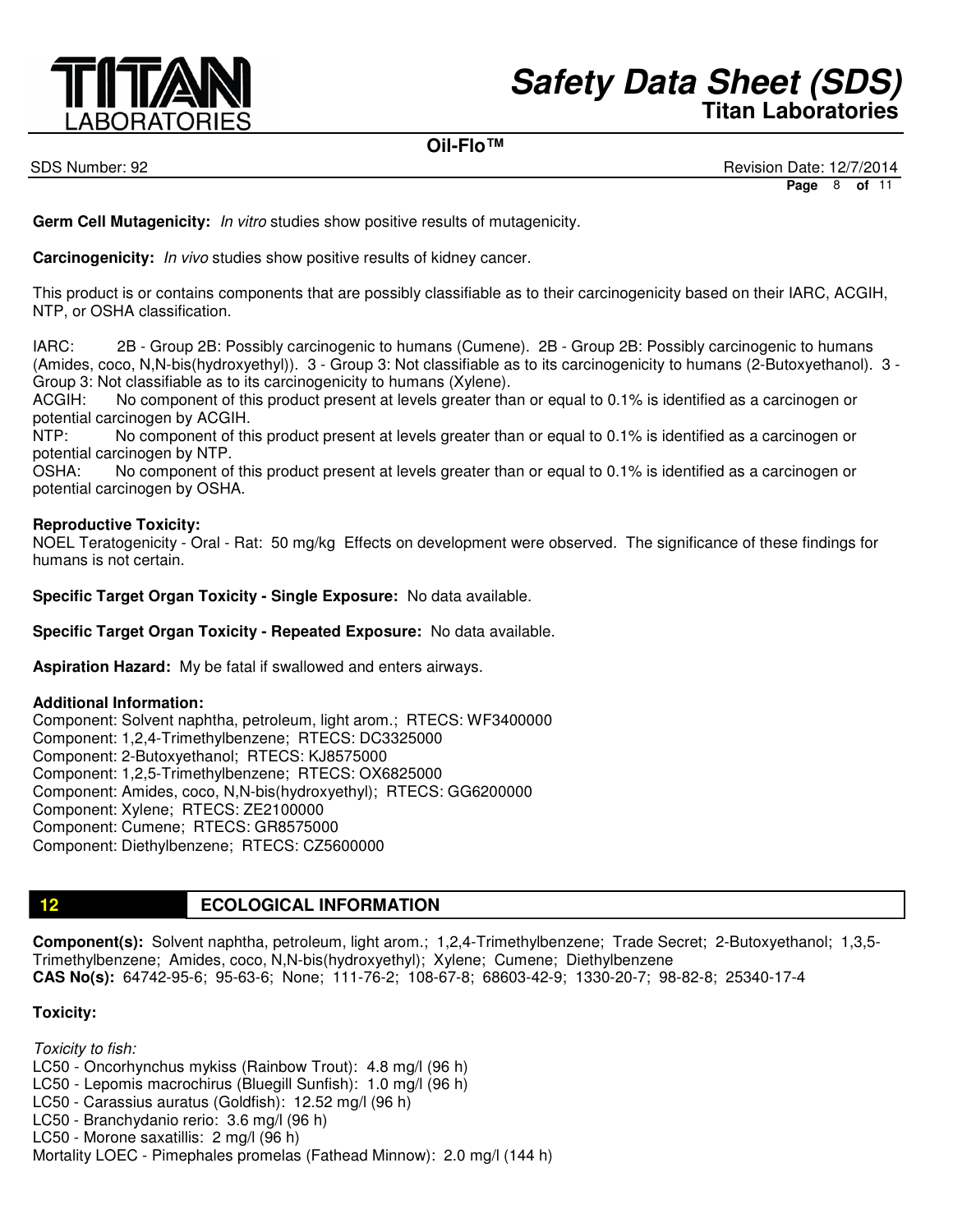**Germ Cell Mutagenicity:** *In vitro* studies show positive results of mutagenicity.

**Carcinogenicity:** *In vivo* studies show positive results of kidney cancer.

This product is or contains components that are possibly classifiable as to their carcinogenicity based on their IARC, ACGIH, NTP, or OSHA classification.

IARC: 2B - Group 2B: Possibly carcinogenic to humans (Cumene). 2B - Group 2B: Possibly carcinogenic to humans (Amides, coco, N,N-bis(hydroxyethyl)). 3 - Group 3: Not classifiable as to its carcinogenicity to humans (2-Butoxyethanol). 3 - Group 3: Not classifiable as to its carcinogenicity to humans (Xylene).
ACGIH: No component of this product present at levels greater than or equal to 0.1% is identified as a carcinogen or potential carcinogen by ACGIH.
NTP: No component of this product present at levels greater than or equal to 0.1% is identified as a carcinogen or potential carcinogen by NTP.
OSHA: No component of this product present at levels greater than or equal to 0.1% is identified as a carcinogen or potential carcinogen by OSHA.

**Reproductive Toxicity:**
NOEL Teratogenicity - Oral - Rat: 50 mg/kg Effects on development were observed. The significance of these findings for humans is not certain.

**Specific Target Organ Toxicity - Single Exposure:** No data available.

**Specific Target Organ Toxicity - Repeated Exposure:** No data available.

**Aspiration Hazard:** My be fatal if swallowed and enters airways.

**Additional Information:**
Component: Solvent naphtha, petroleum, light arom.; RTECS: WF3400000
Component: 1,2,4-Trimethylbenzene; RTECS: DC3325000
Component: 2-Butoxyethanol; RTECS: KJ8575000
Component: 1,2,5-Trimethylbenzene; RTECS: OX6825000
Component: Amides, coco, N,N-bis(hydroxyethyl); RTECS: GG6200000
Component: Xylene; RTECS: ZE2100000
Component: Cumene; RTECS: GR8575000
Component: Diethylbenzene; RTECS: CZ5600000

## 12 ECOLOGICAL INFORMATION

**Component(s):** Solvent naphtha, petroleum, light arom.; 1,2,4-Trimethylbenzene; Trade Secret; 2-Butoxyethanol; 1,3,5-Trimethylbenzene; Amides, coco, N,N-bis(hydroxyethyl); Xylene; Cumene; Diethylbenzene
**CAS No(s):** 64742-95-6; 95-63-6; None; 111-76-2; 108-67-8; 68603-42-9; 1330-20-7; 98-82-8; 25340-17-4

**Toxicity:**

*Toxicity to fish:*
LC50 - Oncorhynchus mykiss (Rainbow Trout): 4.8 mg/l (96 h)
LC50 - Lepomis macrochirus (Bluegill Sunfish): 1.0 mg/l (96 h)
LC50 - Carassius auratus (Goldfish): 12.52 mg/l (96 h)
LC50 - Branchydanio rerio: 3.6 mg/l (96 h)
LC50 - Morone saxatillis: 2 mg/l (96 h)
Mortality LOEC - Pimephales promelas (Fathead Minnow): 2.0 mg/l (144 h)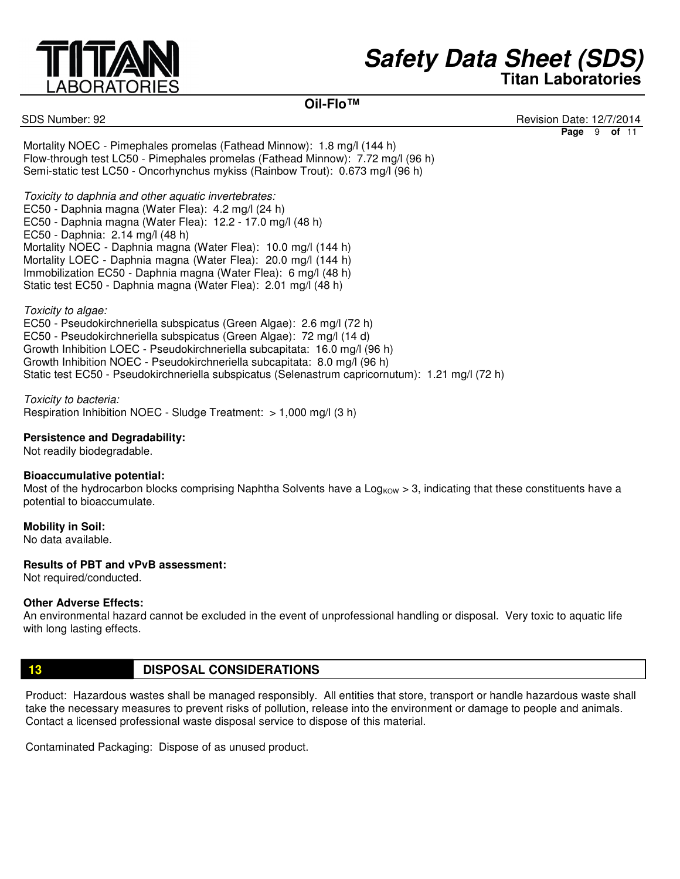Mortality NOEC - Pimephales promelas (Fathead Minnow): 1.8 mg/l (144 h)
Flow-through test LC50 - Pimephales promelas (Fathead Minnow): 7.72 mg/l (96 h)
Semi-static test LC50 - Oncorhynchus mykiss (Rainbow Trout): 0.673 mg/l (96 h)

*Toxicity to daphnia and other aquatic invertebrates:*
EC50 - Daphnia magna (Water Flea): 4.2 mg/l (24 h)
EC50 - Daphnia magna (Water Flea): 12.2 - 17.0 mg/l (48 h)
EC50 - Daphnia: 2.14 mg/l (48 h)
Mortality NOEC - Daphnia magna (Water Flea): 10.0 mg/l (144 h)
Mortality LOEC - Daphnia magna (Water Flea): 20.0 mg/l (144 h)
Immobilization EC50 - Daphnia magna (Water Flea): 6 mg/l (48 h)
Static test EC50 - Daphnia magna (Water Flea): 2.01 mg/l (48 h)

*Toxicity to algae:*
EC50 - Pseudokirchneriella subspicatus (Green Algae): 2.6 mg/l (72 h)
EC50 - Pseudokirchneriella subspicatus (Green Algae): 72 mg/l (14 d)
Growth Inhibition LOEC - Pseudokirchneriella subcapitata: 16.0 mg/l (96 h)
Growth Inhibition NOEC - Pseudokirchneriella subcapitata: 8.0 mg/l (96 h)
Static test EC50 - Pseudokirchneriella subspicatus (Selenastrum capricornutum): 1.21 mg/l (72 h)

*Toxicity to bacteria:*
Respiration Inhibition NOEC - Sludge Treatment: > 1,000 mg/l (3 h)

**Persistence and Degradability:**
Not readily biodegradable.

**Bioaccumulative potential:**
Most of the hydrocarbon blocks comprising Naphtha Solvents have a $\text{Log}_{KOW}$ > 3, indicating that these constituents have a potential to bioaccumulate.

**Mobility in Soil:**
No data available.

**Results of PBT and vPvB assessment:**
Not required/conducted.

**Other Adverse Effects:**
An environmental hazard cannot be excluded in the event of unprofessional handling or disposal. Very toxic to aquatic life with long lasting effects.

## 13 DISPOSAL CONSIDERATIONS

Product: Hazardous wastes shall be managed responsibly. All entities that store, transport or handle hazardous waste shall take the necessary measures to prevent risks of pollution, release into the environment or damage to people and animals. Contact a licensed professional waste disposal service to dispose of this material.

Contaminated Packaging: Dispose of as unused product.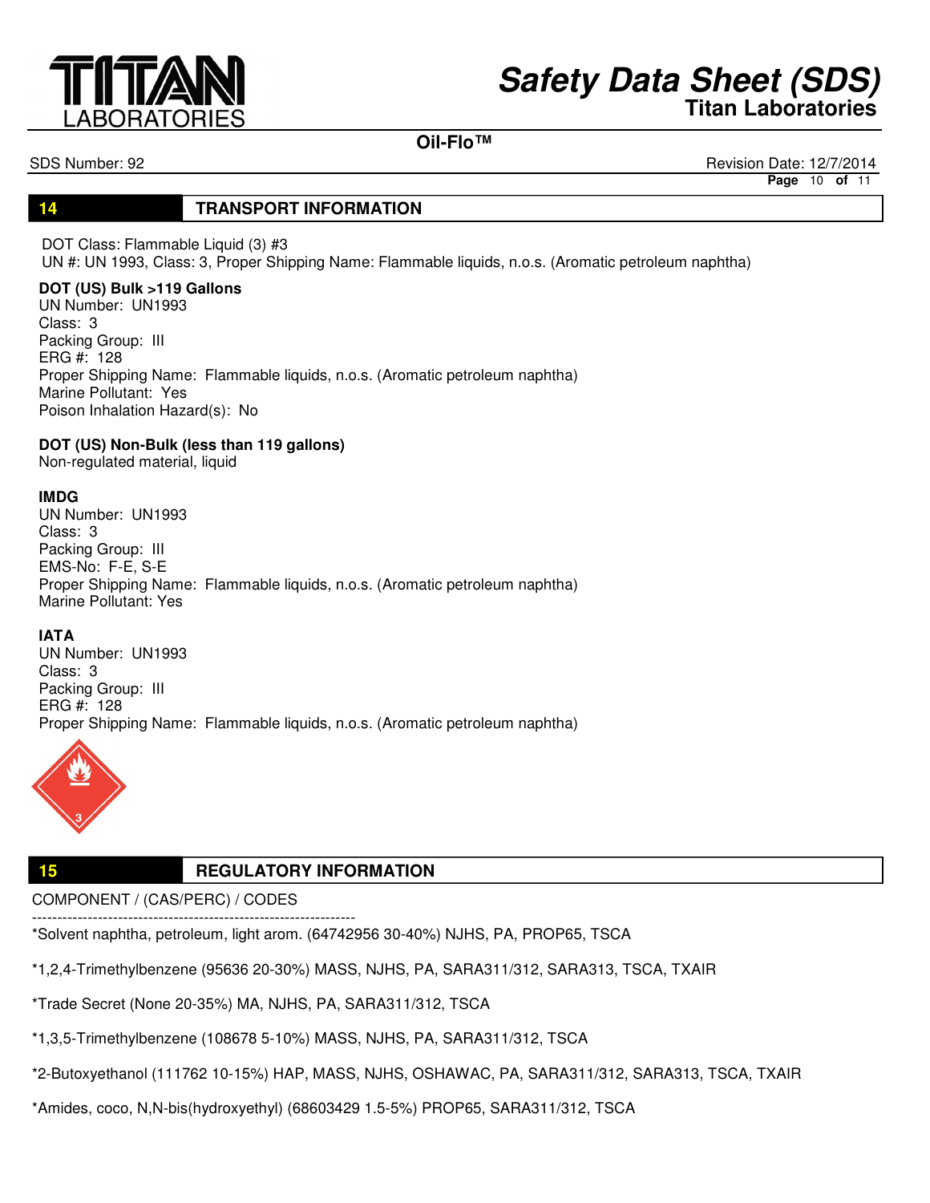## 14 TRANSPORT INFORMATION

DOT Class: Flammable Liquid (3) #3
UN #: UN 1993, Class: 3, Proper Shipping Name: Flammable liquids, n.o.s. (Aromatic petroleum naphtha)

**DOT (US) Bulk >119 Gallons**
UN Number: UN1993
Class: 3
Packing Group: III
ERG #: 128
Proper Shipping Name: Flammable liquids, n.o.s. (Aromatic petroleum naphtha)
Marine Pollutant: Yes
Poison Inhalation Hazard(s): No

**DOT (US) Non-Bulk (less than 119 gallons)**
Non-regulated material, liquid

**IMDG**
UN Number: UN1993
Class: 3
Packing Group: III
EMS-No: F-E, S-E
Proper Shipping Name: Flammable liquids, n.o.s. (Aromatic petroleum naphtha)
Marine Pollutant: Yes

**IATA**
UN Number: UN1993
Class: 3
Packing Group: III
ERG #: 128
Proper Shipping Name: Flammable liquids, n.o.s. (Aromatic petroleum naphtha)

## 15 REGULATORY INFORMATION

COMPONENT / (CAS/PERC) / CODES

----------------------------------------------------------------

*Solvent naphtha, petroleum, light arom. (64742956 30-40%) NJHS, PA, PROP65, TSCA

*1,2,4-Trimethylbenzene (95636 20-30%) MASS, NJHS, PA, SARA311/312, SARA313, TSCA, TXAIR

*Trade Secret (None 20-35%) MA, NJHS, PA, SARA311/312, TSCA

*1,3,5-Trimethylbenzene (108678 5-10%) MASS, NJHS, PA, SARA311/312, TSCA

*2-Butoxyethanol (111762 10-15%) HAP, MASS, NJHS, OSHAWAC, PA, SARA311/312, SARA313, TSCA, TXAIR

*Amides, coco, N,N-bis(hydroxyethyl) (68603429 1.5-5%) PROP65, SARA311/312, TSCA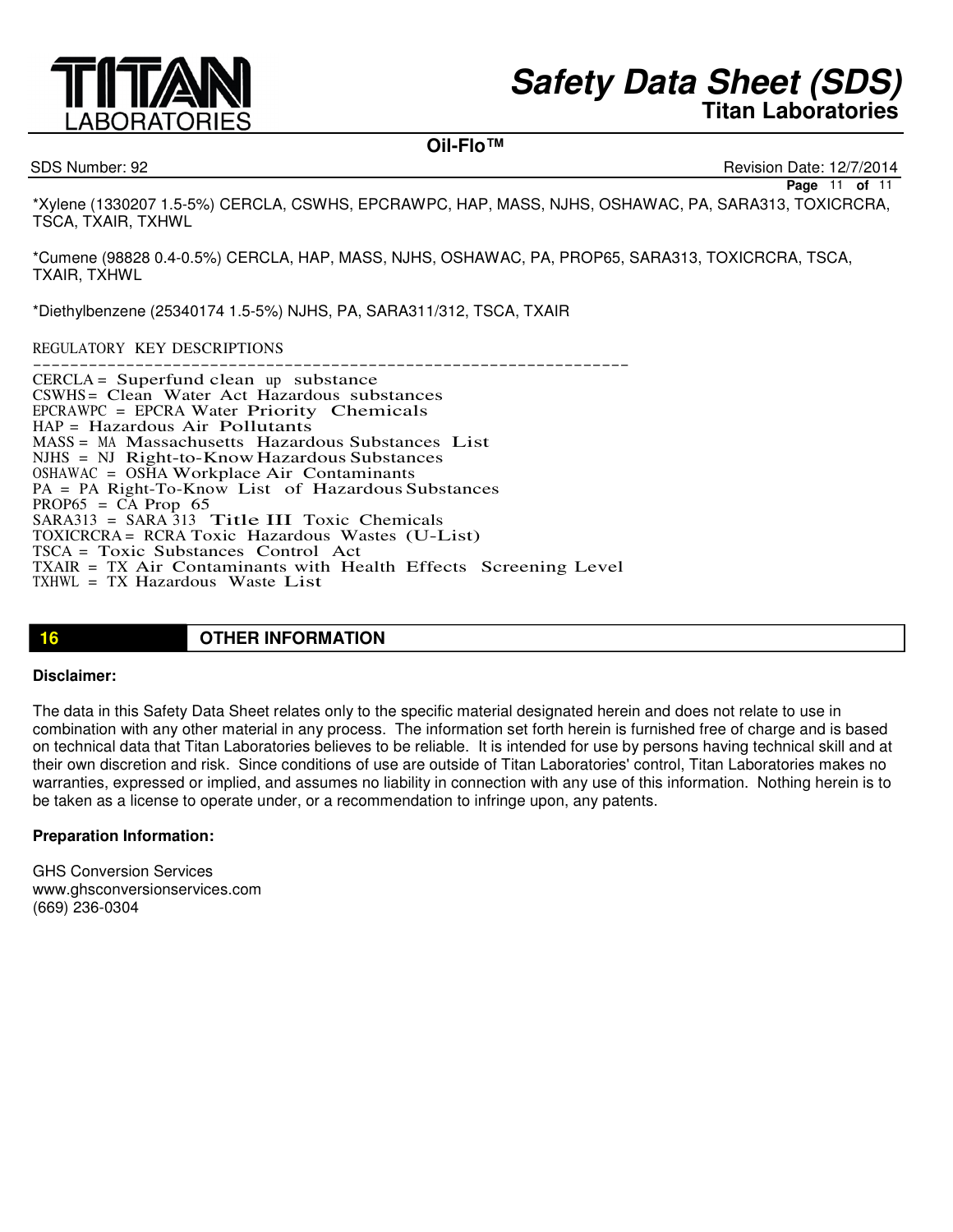*Xylene (1330207 1.5-5%) CERCLA, CSWHS, EPCRAWPC, HAP, MASS, NJHS, OSHAWAC, PA, SARA313, TOXICRCRA, TSCA, TXAIR, TXHWL

*Cumene (98828 0.4-0.5%) CERCLA, HAP, MASS, NJHS, OSHAWAC, PA, PROP65, SARA313, TOXICRCRA, TSCA, TXAIR, TXHWL

*Diethylbenzene (25340174 1.5-5%) NJHS, PA, SARA311/312, TSCA, TXAIR

REGULATORY KEY DESCRIPTIONS

---

CERCLA = Superfund clean up substance
CSWHS = Clean Water Act Hazardous substances
EPCRAWPC = EPCRA Water Priority Chemicals
HAP = Hazardous Air Pollutants
MASS = MA Massachusetts Hazardous Substances List
NJHS = NJ Right-to-Know Hazardous Substances
OSHAWAC = OSHA Workplace Air Contaminants
PA = PA Right-To-Know List of Hazardous Substances
PROP65 = CA Prop 65
SARA313 = SARA 313 Title III Toxic Chemicals
TOXICRCRA = RCRA Toxic Hazardous Wastes (U-List)
TSCA = Toxic Substances Control Act
TXAIR = TX Air Contaminants with Health Effects Screening Level
TXHWL = TX Hazardous Waste List

## 16 OTHER INFORMATION

**Disclaimer:**

The data in this Safety Data Sheet relates only to the specific material designated herein and does not relate to use in combination with any other material in any process. The information set forth herein is furnished free of charge and is based on technical data that Titan Laboratories believes to be reliable. It is intended for use by persons having technical skill and at their own discretion and risk. Since conditions of use are outside of Titan Laboratories' control, Titan Laboratories makes no warranties, expressed or implied, and assumes no liability in connection with any use of this information. Nothing herein is to be taken as a license to operate under, or a recommendation to infringe upon, any patents.

**Preparation Information:**

GHS Conversion Services
www.ghsconversionservices.com
(669) 236-0304